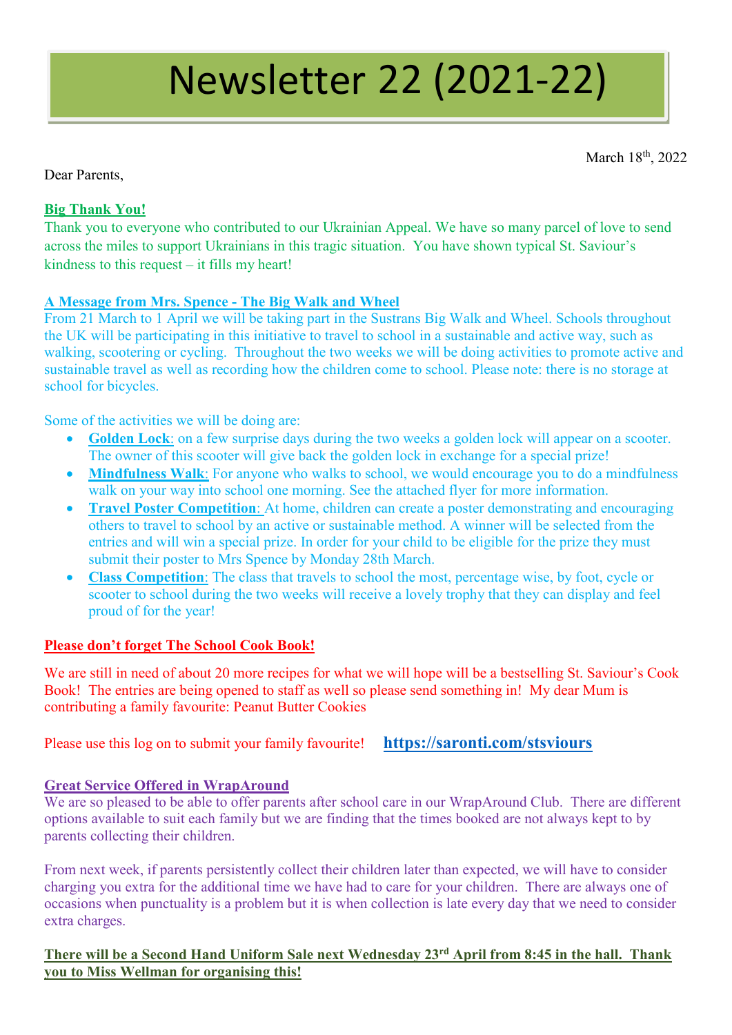# Newsletter 22 (2021-22)

March 18th, 2022

Dear Parents,

**Big Thank You!**

Thank you to everyone who contributed to our Ukrainian Appeal. We have so many parcel of love to send across the miles to support Ukrainians in this tragic situation. You have shown typical St. Saviour's kindness to this request – it fills my heart!

**A Message from Mrs. Spence - The Big Walk and Wheel**

From 21 March to 1 April we will be taking part in the Sustrans Big Walk and Wheel. Schools throughout the UK will be participating in this initiative to travel to school in a sustainable and active way, such as walking, scootering or cycling. Throughout the two weeks we will be doing activities to promote active and sustainable travel as well as recording how the children come to school. Please note: there is no storage at school for bicycles.

Some of the activities we will be doing are:

- **Golden Lock**: on a few surprise days during the two weeks a golden lock will appear on a scooter. The owner of this scooter will give back the golden lock in exchange for a special prize!
- **Mindfulness Walk**: For anyone who walks to school, we would encourage you to do a mindfulness walk on your way into school one morning. See the attached flyer for more information.
- **Travel Poster Competition**: At home, children can create a poster demonstrating and encouraging others to travel to school by an active or sustainable method. A winner will be selected from the entries and will win a special prize. In order for your child to be eligible for the prize they must submit their poster to Mrs Spence by Monday 28th March.
- **Class Competition**: The class that travels to school the most, percentage wise, by foot, cycle or scooter to school during the two weeks will receive a lovely trophy that they can display and feel proud of for the year!

**Please don't forget The School Cook Book!**

We are still in need of about 20 more recipes for what we will hope will be a bestselling St. Saviour's Cook Book! The entries are being opened to staff as well so please send something in! My dear Mum is contributing a family favourite: Peanut Butter Cookies

Please use this log on to submit your family favourite! **https://saronti.com/stsviours**

**Great Service Offered in WrapAround**

We are so pleased to be able to offer parents after school care in our WrapAround Club. There are different options available to suit each family but we are finding that the times booked are not always kept to by parents collecting their children.

From next week, if parents persistently collect their children later than expected, we will have to consider charging you extra for the additional time we have had to care for your children. There are always one of occasions when punctuality is a problem but it is when collection is late every day that we need to consider extra charges.

**There will be a Second Hand Uniform Sale next Wednesday 23rd April from 8:45 in the hall. Thank you to Miss Wellman for organising this!**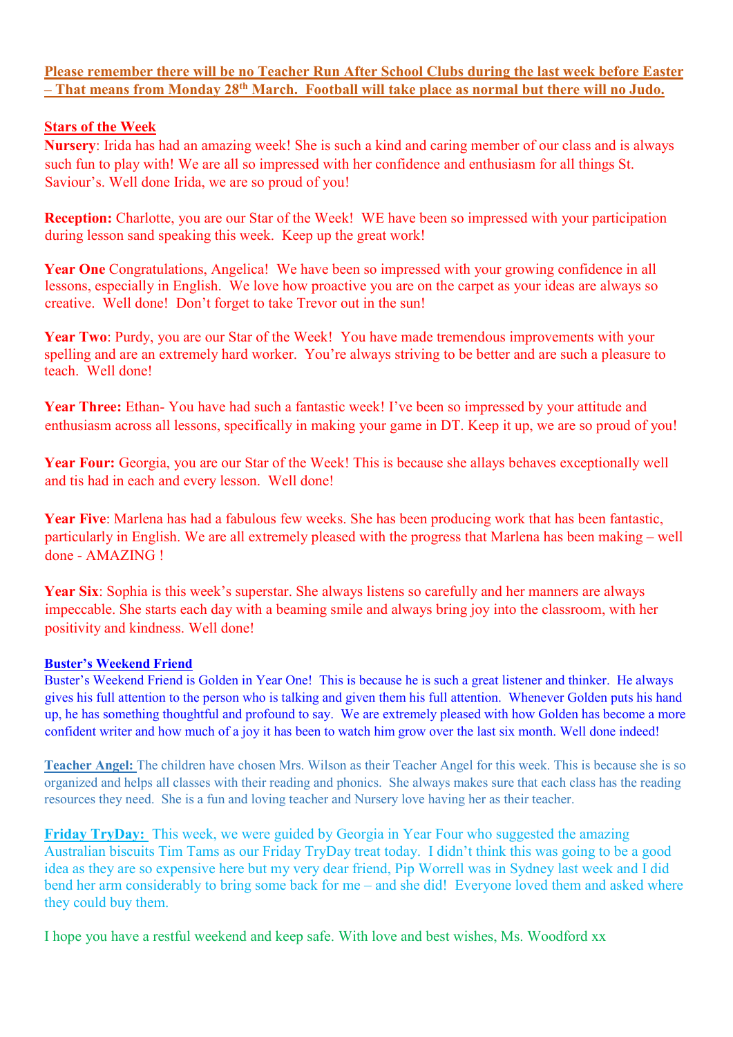**Please remember there will be no Teacher Run After School Clubs during the last week before Easter – That means from Monday 28th March. Football will take place as normal but there will no Judo.**

## Stars of the Week

**Nursery**: Irida has had an amazing week! She is such a kind and caring member of our class and is always such fun to play with! We are all so impressed with her confidence and enthusiasm for all things St. Saviour's. Well done Irida, we are so proud of you!

**Reception:** Charlotte, you are our Star of the Week! WE have been so impressed with your participation during lesson sand speaking this week. Keep up the great work!

**Year One** Congratulations, Angelica! We have been so impressed with your growing confidence in all lessons, especially in English. We love how proactive you are on the carpet as your ideas are always so creative. Well done! Don't forget to take Trevor out in the sun!

**Year Two**: Purdy, you are our Star of the Week! You have made tremendous improvements with your spelling and are an extremely hard worker. You're always striving to be better and are such a pleasure to teach. Well done!

**Year Three:** Ethan- You have had such a fantastic week! I've been so impressed by your attitude and enthusiasm across all lessons, specifically in making your game in DT. Keep it up, we are so proud of you!

**Year Four:** Georgia, you are our Star of the Week! This is because she allays behaves exceptionally well and tis had in each and every lesson. Well done!

**Year Five**: Marlena has had a fabulous few weeks. She has been producing work that has been fantastic, particularly in English. We are all extremely pleased with the progress that Marlena has been making – well done - AMAZING !

**Year Six**: Sophia is this week's superstar. She always listens so carefully and her manners are always impeccable. She starts each day with a beaming smile and always bring joy into the classroom, with her positivity and kindness. Well done!

## Buster's Weekend Friend

Buster's Weekend Friend is Golden in Year One! This is because he is such a great listener and thinker. He always gives his full attention to the person who is talking and given them his full attention. Whenever Golden puts his hand up, he has something thoughtful and profound to say. We are extremely pleased with how Golden has become a more confident writer and how much of a joy it has been to watch him grow over the last six month. Well done indeed!

**Teacher Angel:** The children have chosen Mrs. Wilson as their Teacher Angel for this week. This is because she is so organized and helps all classes with their reading and phonics. She always makes sure that each class has the reading resources they need. She is a fun and loving teacher and Nursery love having her as their teacher.

**Friday TryDay:** This week, we were guided by Georgia in Year Four who suggested the amazing Australian biscuits Tim Tams as our Friday TryDay treat today. I didn't think this was going to be a good idea as they are so expensive here but my very dear friend, Pip Worrell was in Sydney last week and I did bend her arm considerably to bring some back for me – and she did! Everyone loved them and asked where they could buy them.

I hope you have a restful weekend and keep safe. With love and best wishes, Ms. Woodford xx